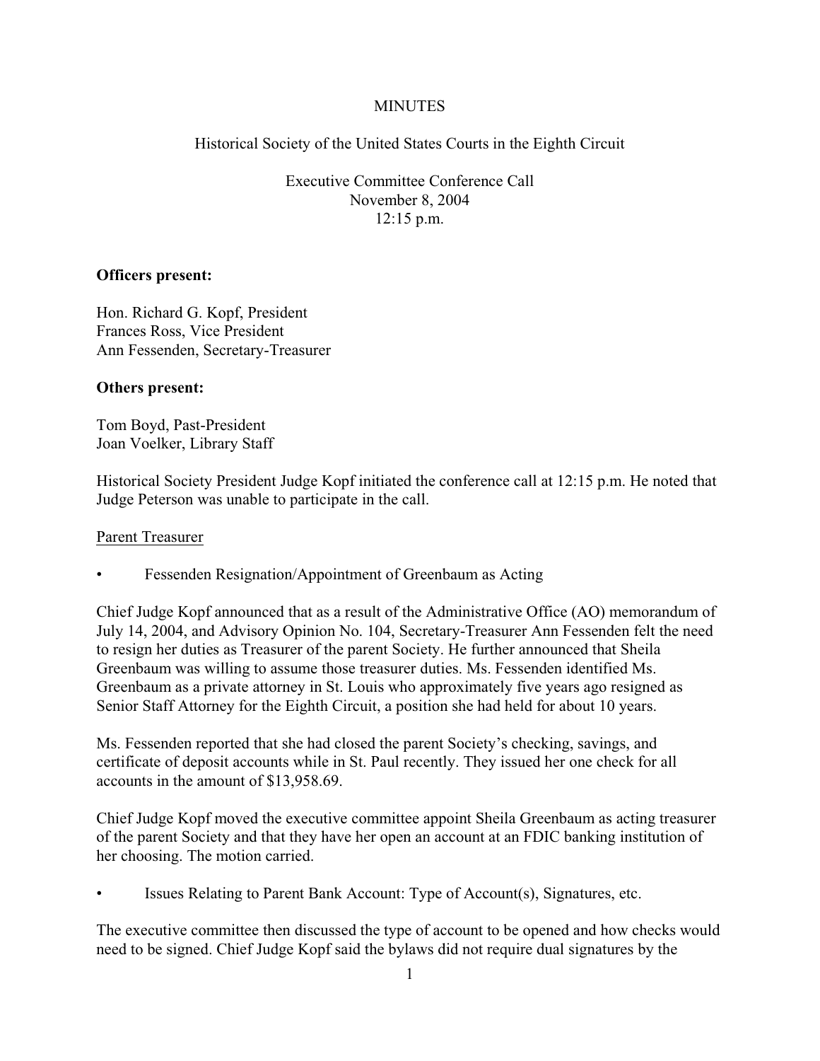# MINUTES

## Historical Society of the United States Courts in the Eighth Circuit

### Executive Committee Conference Call
### November 8, 2004
### 12:15 p.m.

**Officers present:**

Hon. Richard G. Kopf, President
Frances Ross, Vice President
Ann Fessenden, Secretary-Treasurer

**Others present:**

Tom Boyd, Past-President
Joan Voelker, Library Staff

Historical Society President Judge Kopf initiated the conference call at 12:15 p.m. He noted that Judge Peterson was unable to participate in the call.

<u>Parent Treasurer</u>

- Fessenden Resignation/Appointment of Greenbaum as Acting

Chief Judge Kopf announced that as a result of the Administrative Office (AO) memorandum of July 14, 2004, and Advisory Opinion No. 104, Secretary-Treasurer Ann Fessenden felt the need to resign her duties as Treasurer of the parent Society. He further announced that Sheila Greenbaum was willing to assume those treasurer duties. Ms. Fessenden identified Ms. Greenbaum as a private attorney in St. Louis who approximately five years ago resigned as Senior Staff Attorney for the Eighth Circuit, a position she had held for about 10 years.

Ms. Fessenden reported that she had closed the parent Society's checking, savings, and certificate of deposit accounts while in St. Paul recently. They issued her one check for all accounts in the amount of $13,958.69.

Chief Judge Kopf moved the executive committee appoint Sheila Greenbaum as acting treasurer of the parent Society and that they have her open an account at an FDIC banking institution of her choosing. The motion carried.

- Issues Relating to Parent Bank Account: Type of Account(s), Signatures, etc.

The executive committee then discussed the type of account to be opened and how checks would need to be signed. Chief Judge Kopf said the bylaws did not require dual signatures by the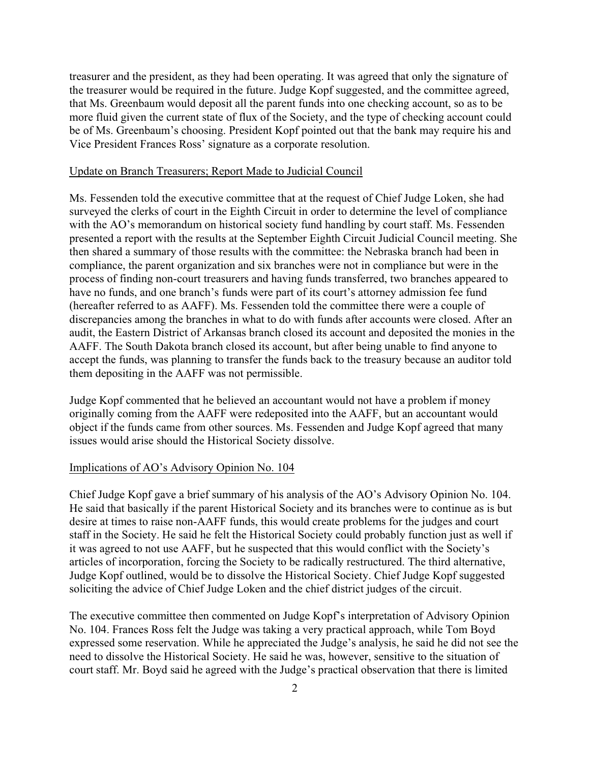treasurer and the president, as they had been operating. It was agreed that only the signature of the treasurer would be required in the future. Judge Kopf suggested, and the committee agreed, that Ms. Greenbaum would deposit all the parent funds into one checking account, so as to be more fluid given the current state of flux of the Society, and the type of checking account could be of Ms. Greenbaum's choosing. President Kopf pointed out that the bank may require his and Vice President Frances Ross' signature as a corporate resolution.

Update on Branch Treasurers; Report Made to Judicial Council

Ms. Fessenden told the executive committee that at the request of Chief Judge Loken, she had surveyed the clerks of court in the Eighth Circuit in order to determine the level of compliance with the AO's memorandum on historical society fund handling by court staff. Ms. Fessenden presented a report with the results at the September Eighth Circuit Judicial Council meeting. She then shared a summary of those results with the committee: the Nebraska branch had been in compliance, the parent organization and six branches were not in compliance but were in the process of finding non-court treasurers and having funds transferred, two branches appeared to have no funds, and one branch's funds were part of its court's attorney admission fee fund (hereafter referred to as AAFF). Ms. Fessenden told the committee there were a couple of discrepancies among the branches in what to do with funds after accounts were closed. After an audit, the Eastern District of Arkansas branch closed its account and deposited the monies in the AAFF. The South Dakota branch closed its account, but after being unable to find anyone to accept the funds, was planning to transfer the funds back to the treasury because an auditor told them depositing in the AAFF was not permissible.

Judge Kopf commented that he believed an accountant would not have a problem if money originally coming from the AAFF were redeposited into the AAFF, but an accountant would object if the funds came from other sources. Ms. Fessenden and Judge Kopf agreed that many issues would arise should the Historical Society dissolve.

Implications of AO's Advisory Opinion No. 104

Chief Judge Kopf gave a brief summary of his analysis of the AO's Advisory Opinion No. 104. He said that basically if the parent Historical Society and its branches were to continue as is but desire at times to raise non-AAFF funds, this would create problems for the judges and court staff in the Society. He said he felt the Historical Society could probably function just as well if it was agreed to not use AAFF, but he suspected that this would conflict with the Society's articles of incorporation, forcing the Society to be radically restructured. The third alternative, Judge Kopf outlined, would be to dissolve the Historical Society. Chief Judge Kopf suggested soliciting the advice of Chief Judge Loken and the chief district judges of the circuit.

The executive committee then commented on Judge Kopf's interpretation of Advisory Opinion No. 104. Frances Ross felt the Judge was taking a very practical approach, while Tom Boyd expressed some reservation. While he appreciated the Judge's analysis, he said he did not see the need to dissolve the Historical Society. He said he was, however, sensitive to the situation of court staff. Mr. Boyd said he agreed with the Judge's practical observation that there is limited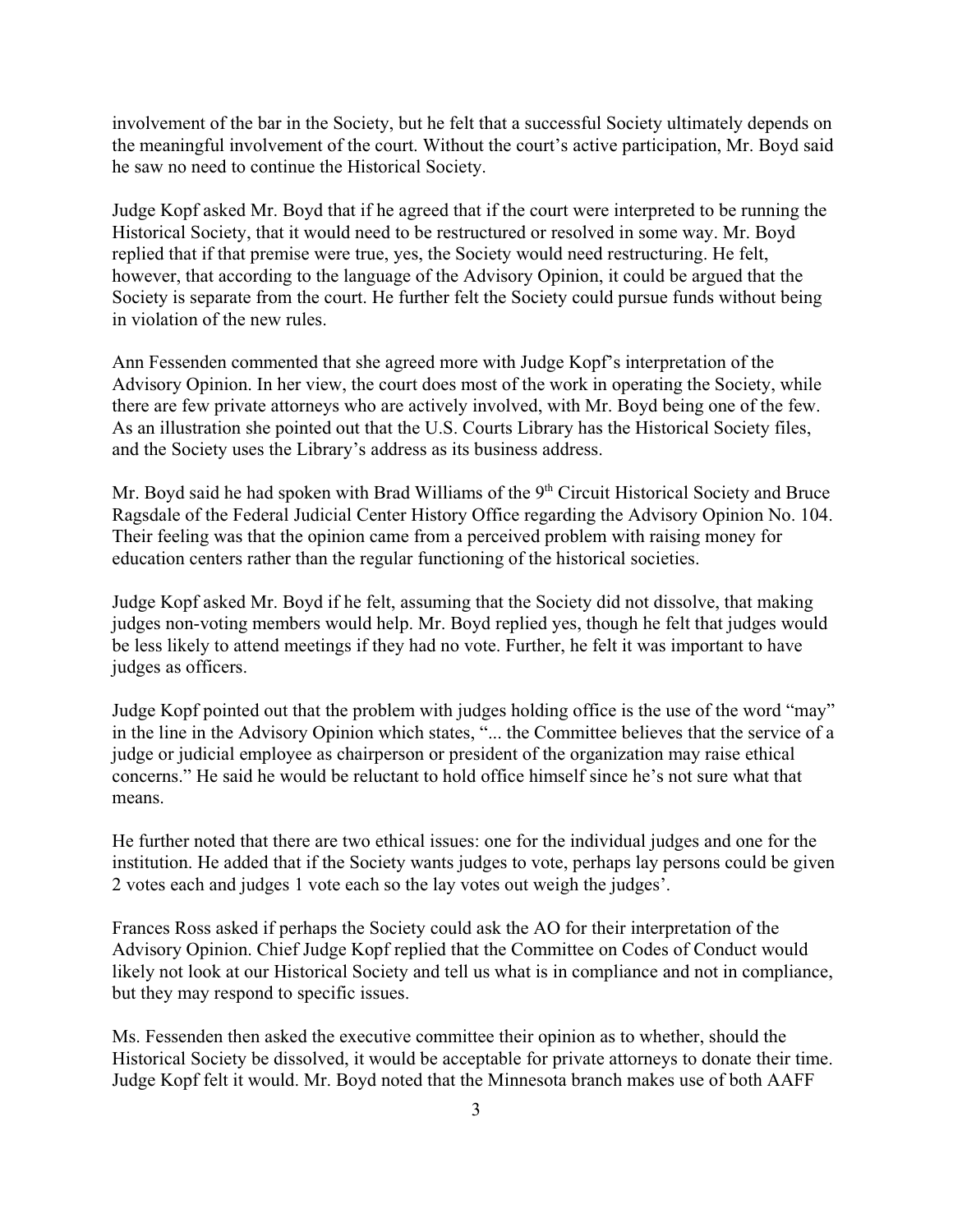involvement of the bar in the Society, but he felt that a successful Society ultimately depends on the meaningful involvement of the court. Without the court's active participation, Mr. Boyd said he saw no need to continue the Historical Society.

Judge Kopf asked Mr. Boyd that if he agreed that if the court were interpreted to be running the Historical Society, that it would need to be restructured or resolved in some way. Mr. Boyd replied that if that premise were true, yes, the Society would need restructuring. He felt, however, that according to the language of the Advisory Opinion, it could be argued that the Society is separate from the court. He further felt the Society could pursue funds without being in violation of the new rules.

Ann Fessenden commented that she agreed more with Judge Kopf's interpretation of the Advisory Opinion. In her view, the court does most of the work in operating the Society, while there are few private attorneys who are actively involved, with Mr. Boyd being one of the few. As an illustration she pointed out that the U.S. Courts Library has the Historical Society files, and the Society uses the Library's address as its business address.

Mr. Boyd said he had spoken with Brad Williams of the 9th Circuit Historical Society and Bruce Ragsdale of the Federal Judicial Center History Office regarding the Advisory Opinion No. 104. Their feeling was that the opinion came from a perceived problem with raising money for education centers rather than the regular functioning of the historical societies.

Judge Kopf asked Mr. Boyd if he felt, assuming that the Society did not dissolve, that making judges non-voting members would help. Mr. Boyd replied yes, though he felt that judges would be less likely to attend meetings if they had no vote. Further, he felt it was important to have judges as officers.

Judge Kopf pointed out that the problem with judges holding office is the use of the word "may" in the line in the Advisory Opinion which states, "... the Committee believes that the service of a judge or judicial employee as chairperson or president of the organization may raise ethical concerns." He said he would be reluctant to hold office himself since he's not sure what that means.

He further noted that there are two ethical issues: one for the individual judges and one for the institution. He added that if the Society wants judges to vote, perhaps lay persons could be given 2 votes each and judges 1 vote each so the lay votes out weigh the judges'.

Frances Ross asked if perhaps the Society could ask the AO for their interpretation of the Advisory Opinion. Chief Judge Kopf replied that the Committee on Codes of Conduct would likely not look at our Historical Society and tell us what is in compliance and not in compliance, but they may respond to specific issues.

Ms. Fessenden then asked the executive committee their opinion as to whether, should the Historical Society be dissolved, it would be acceptable for private attorneys to donate their time. Judge Kopf felt it would. Mr. Boyd noted that the Minnesota branch makes use of both AAFF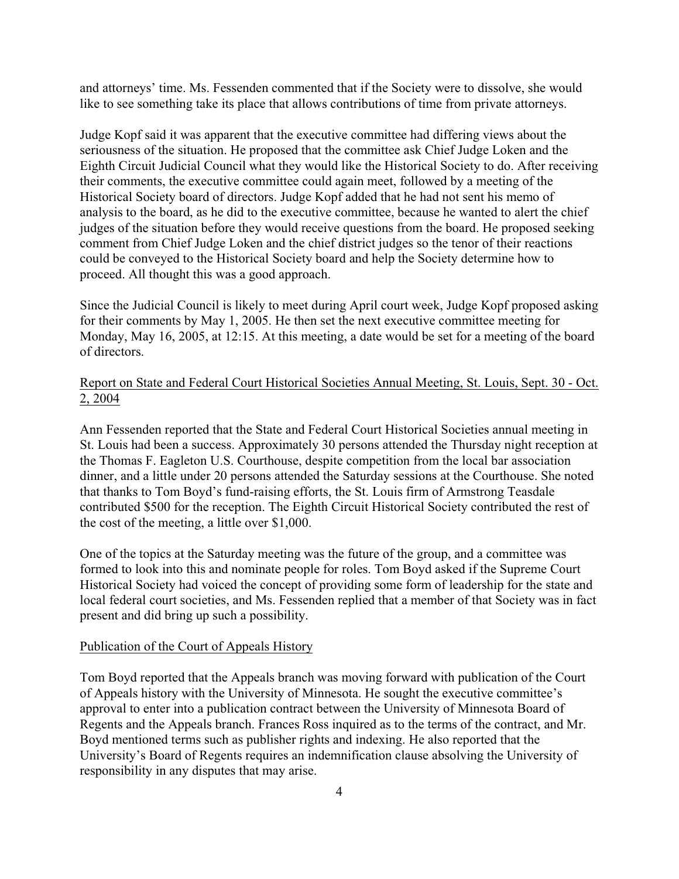and attorneys' time. Ms. Fessenden commented that if the Society were to dissolve, she would like to see something take its place that allows contributions of time from private attorneys.

Judge Kopf said it was apparent that the executive committee had differing views about the seriousness of the situation. He proposed that the committee ask Chief Judge Loken and the Eighth Circuit Judicial Council what they would like the Historical Society to do. After receiving their comments, the executive committee could again meet, followed by a meeting of the Historical Society board of directors. Judge Kopf added that he had not sent his memo of analysis to the board, as he did to the executive committee, because he wanted to alert the chief judges of the situation before they would receive questions from the board. He proposed seeking comment from Chief Judge Loken and the chief district judges so the tenor of their reactions could be conveyed to the Historical Society board and help the Society determine how to proceed. All thought this was a good approach.

Since the Judicial Council is likely to meet during April court week, Judge Kopf proposed asking for their comments by May 1, 2005. He then set the next executive committee meeting for Monday, May 16, 2005, at 12:15. At this meeting, a date would be set for a meeting of the board of directors.

<u>Report on State and Federal Court Historical Societies Annual Meeting, St. Louis, Sept. 30 - Oct. 2, 2004</u>

Ann Fessenden reported that the State and Federal Court Historical Societies annual meeting in St. Louis had been a success. Approximately 30 persons attended the Thursday night reception at the Thomas F. Eagleton U.S. Courthouse, despite competition from the local bar association dinner, and a little under 20 persons attended the Saturday sessions at the Courthouse. She noted that thanks to Tom Boyd's fund-raising efforts, the St. Louis firm of Armstrong Teasdale contributed $500 for the reception. The Eighth Circuit Historical Society contributed the rest of the cost of the meeting, a little over $1,000.

One of the topics at the Saturday meeting was the future of the group, and a committee was formed to look into this and nominate people for roles. Tom Boyd asked if the Supreme Court Historical Society had voiced the concept of providing some form of leadership for the state and local federal court societies, and Ms. Fessenden replied that a member of that Society was in fact present and did bring up such a possibility.

<u>Publication of the Court of Appeals History</u>

Tom Boyd reported that the Appeals branch was moving forward with publication of the Court of Appeals history with the University of Minnesota. He sought the executive committee's approval to enter into a publication contract between the University of Minnesota Board of Regents and the Appeals branch. Frances Ross inquired as to the terms of the contract, and Mr. Boyd mentioned terms such as publisher rights and indexing. He also reported that the University's Board of Regents requires an indemnification clause absolving the University of responsibility in any disputes that may arise.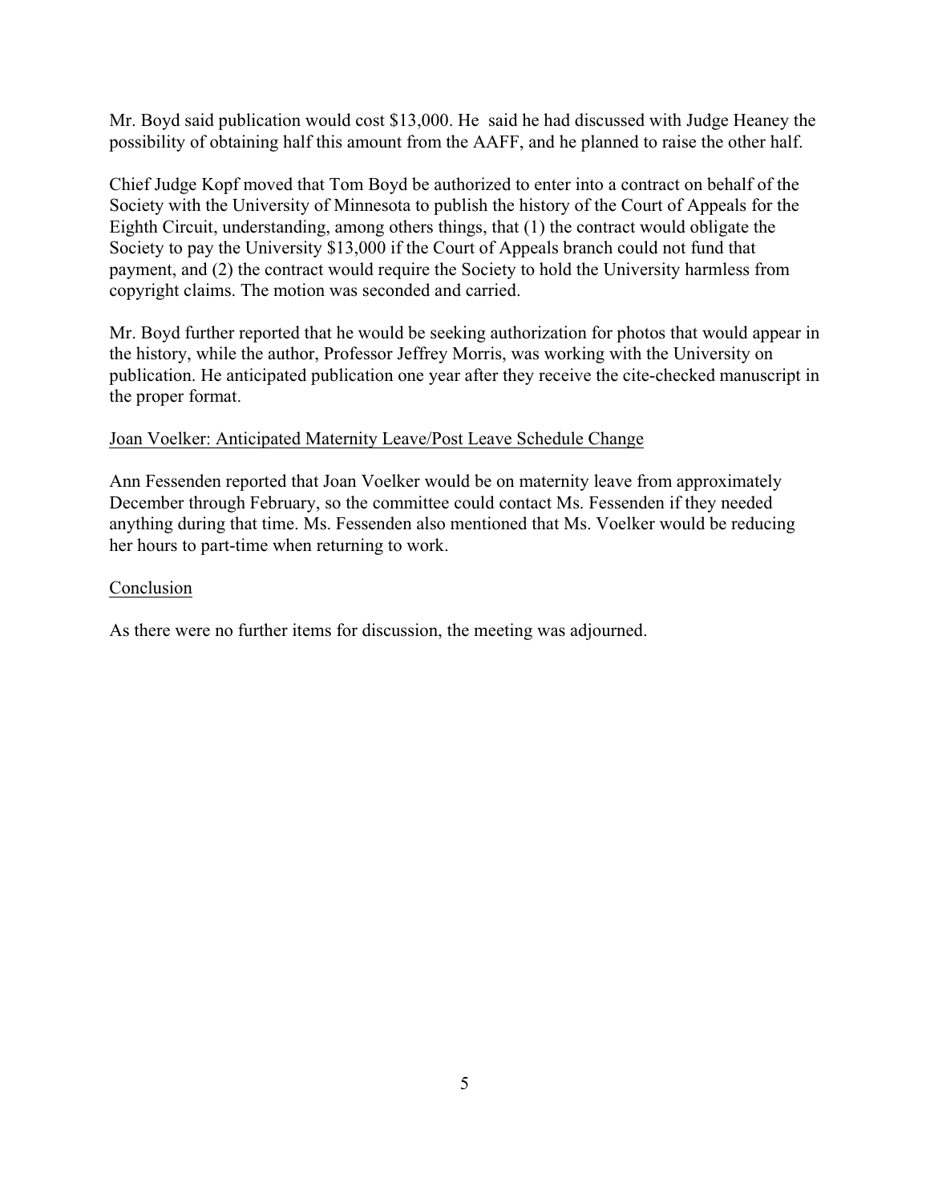Mr. Boyd said publication would cost $13,000. He said he had discussed with Judge Heaney the possibility of obtaining half this amount from the AAFF, and he planned to raise the other half.

Chief Judge Kopf moved that Tom Boyd be authorized to enter into a contract on behalf of the Society with the University of Minnesota to publish the history of the Court of Appeals for the Eighth Circuit, understanding, among others things, that (1) the contract would obligate the Society to pay the University $13,000 if the Court of Appeals branch could not fund that payment, and (2) the contract would require the Society to hold the University harmless from copyright claims. The motion was seconded and carried.

Mr. Boyd further reported that he would be seeking authorization for photos that would appear in the history, while the author, Professor Jeffrey Morris, was working with the University on publication. He anticipated publication one year after they receive the cite-checked manuscript in the proper format.

Joan Voelker: Anticipated Maternity Leave/Post Leave Schedule Change

Ann Fessenden reported that Joan Voelker would be on maternity leave from approximately December through February, so the committee could contact Ms. Fessenden if they needed anything during that time. Ms. Fessenden also mentioned that Ms. Voelker would be reducing her hours to part-time when returning to work.

Conclusion

As there were no further items for discussion, the meeting was adjourned.